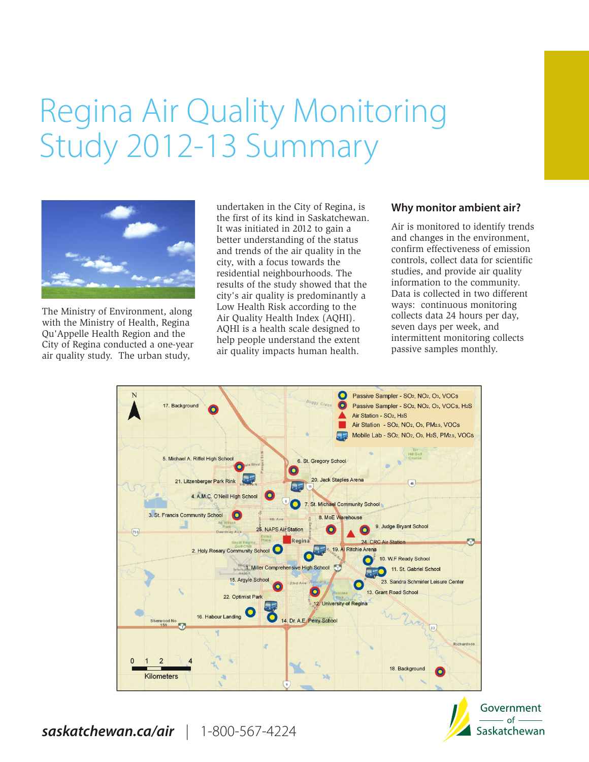# Regina Air Quality Monitoring Study 2012-13 Summary

The Ministry of Environment, along with the Ministry of Health, Regina Qu'Appelle Health Region and the City of Regina conducted a one-year air quality study. The urban study, undertaken in the City of Regina, is the first of its kind in Saskatchewan. It was initiated in 2012 to gain a better understanding of the status and trends of the air quality in the city, with a focus towards the residential neighbourhoods. The results of the study showed that the city's air quality is predominantly a Low Health Risk according to the Air Quality Health Index (AQHI). AQHI is a health scale designed to help people understand the extent air quality impacts human health.

### Why monitor ambient air?

Air is monitored to identify trends and changes in the environment, confirm effectiveness of emission controls, collect data for scientific studies, and provide air quality information to the community. Data is collected in two different ways: continuous monitoring collects data 24 hours per day, seven days per week, and intermittent monitoring collects passive samples monthly.

Passive Sampler - $SO_2$, $NO_2$, $O_3$, VOCs
Passive Sampler - $SO_2$, $NO_2$, $O_3$, VOCs, $H_2S$
Air Station - $SO_2$, $H_2S$
Air Station - $SO_2$, $NO_2$, $O_3$, $PM_{2.5}$, VOCs
Mobile Lab - $SO_2$, $NO_2$, $O_3$, $H_2S$, $PM_{2.5}$, VOCs

N

17. Background
5. Michael A. Riffel High School
6. St. Gregory School
20. Jack Staples Arena
21. Litzenberger Park Rink
4. A.M.C. O'Neill High School
7. St. Michael Community School
3. St. Francis Community School
8. MoE Warehouse
25. NAPS Air Station
9. Judge Bryant School
24. CRC Air Station
2. Holy Rosary Community School
19. Al Ritchie Arena
10. W.F Ready School
1. Miller Comprehensive High School
11. St. Gabriel School
15. Argyle School
23. Sandra Schmirler Leisure Center
13. Grant Road School
22. Optimist Park
12. University of Regina
16. Habour Landing
14. Dr. A.E. Perry School
18. Background

0 1 2 4
Kilometers

***saskatchewan.ca/air*** | 1-800-567-4224

Government of Saskatchewan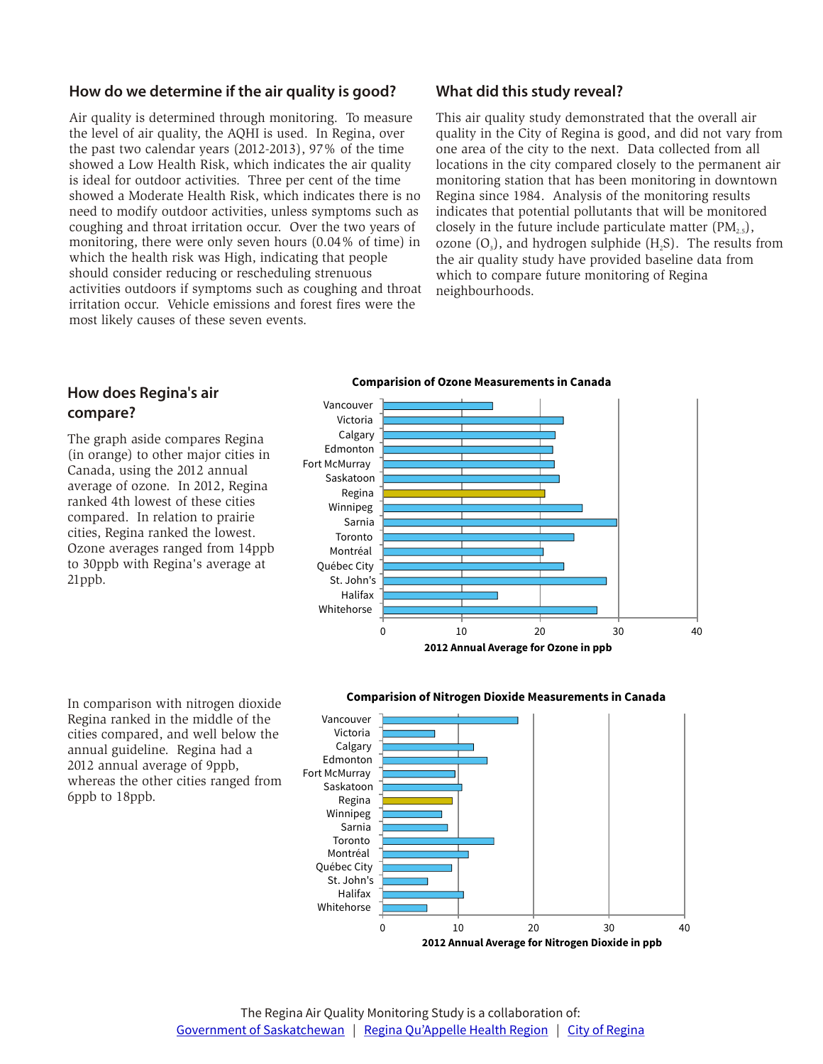## How do we determine if the air quality is good?

Air quality is determined through monitoring. To measure the level of air quality, the AQHI is used. In Regina, over the past two calendar years (2012-2013), 97% of the time showed a Low Health Risk, which indicates the air quality is ideal for outdoor activities. Three per cent of the time showed a Moderate Health Risk, which indicates there is no need to modify outdoor activities, unless symptoms such as coughing and throat irritation occur. Over the two years of monitoring, there were only seven hours (0.04% of time) in which the health risk was High, indicating that people should consider reducing or rescheduling strenuous activities outdoors if symptoms such as coughing and throat irritation occur. Vehicle emissions and forest fires were the most likely causes of these seven events.

## What did this study reveal?

This air quality study demonstrated that the overall air quality in the City of Regina is good, and did not vary from one area of the city to the next. Data collected from all locations in the city compared closely to the permanent air monitoring station that has been monitoring in downtown Regina since 1984. Analysis of the monitoring results indicates that potential pollutants that will be monitored closely in the future include particulate matter ($PM_{2.5}$), ozone ($O_3$), and hydrogen sulphide ($H_2S$). The results from the air quality study have provided baseline data from which to compare future monitoring of Regina neighbourhoods.

## How does Regina's air compare?

The graph aside compares Regina (in orange) to other major cities in Canada, using the 2012 annual average of ozone. In 2012, Regina ranked 4th lowest of these cities compared. In relation to prairie cities, Regina ranked the lowest. Ozone averages ranged from 14ppb to 30ppb with Regina's average at 21ppb.

**Comparision of Ozone Measurements in Canada**

Vancouver
Victoria
Calgary
Edmonton
Fort McMurray
Saskatoon
Regina
Winnipeg
Sarnia
Toronto
Montréal
Québec City
St. John's
Halifax
Whitehorse

0 10 20 30 40

2012 Annual Average for Ozone in ppb

In comparison with nitrogen dioxide Regina ranked in the middle of the cities compared, and well below the annual guideline. Regina had a 2012 annual average of 9ppb, whereas the other cities ranged from 6ppb to 18ppb.

**Comparision of Nitrogen Dioxide Measurements in Canada**

Vancouver
Victoria
Calgary
Edmonton
Fort McMurray
Saskatoon
Regina
Winnipeg
Sarnia
Toronto
Montréal
Québec City
St. John's
Halifax
Whitehorse

0 10 20 30 40

2012 Annual Average for Nitrogen Dioxide in ppb

The Regina Air Quality Monitoring Study is a collaboration of:
Government of Saskatchewan | Regina Qu'Appelle Health Region | City of Regina